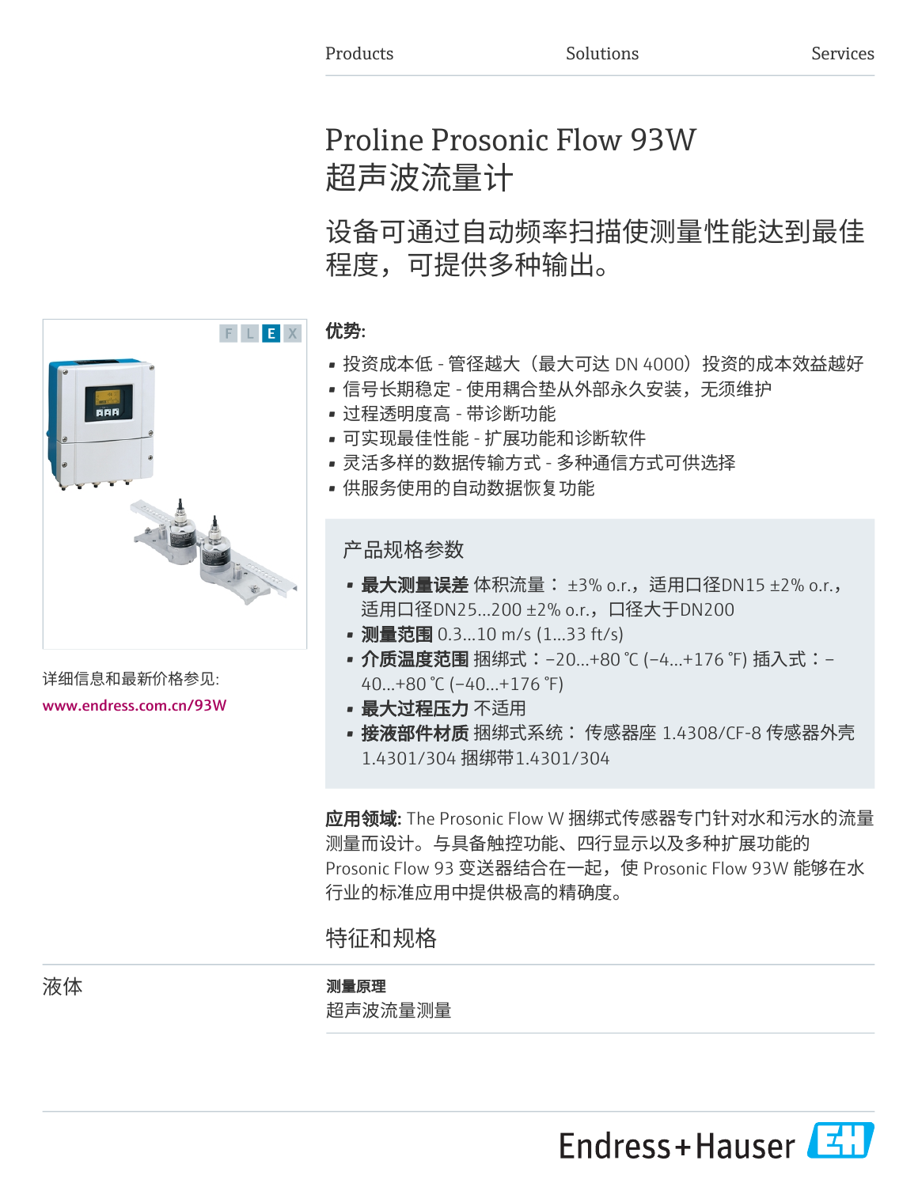Products Solutions Services

# Proline Prosonic Flow 93W
# 超声波流量计

## 设备可通过自动频率扫描使测量性能达到最佳程度，可提供多种输出。

FLEX

详细信息和最新价格参见:

www.endress.com.cn/93W

**优势:**

- 投资成本低 - 管径越大（最大可达 DN 4000）投资的成本效益越好
- 信号长期稳定 - 使用耦合垫从外部永久安装，无须维护
- 过程透明度高 - 带诊断功能
- 可实现最佳性能 - 扩展功能和诊断软件
- 灵活多样的数据传输方式 - 多种通信方式可供选择
- 供服务使用的自动数据恢复功能

### 产品规格参数

- **最大测量误差** 体积流量： ±3% o.r.，适用口径DN15 ±2% o.r.，适用口径DN25...200 ±2% o.r.，口径大于DN200
- **测量范围** 0.3...10 m/s (1...33 ft/s)
- **介质温度范围** 捆绑式：−20...+80 °C (−4...+176 °F) 插入式：−40...+80 °C (−40...+176 °F)
- **最大过程压力** 不适用
- **接液部件材质** 捆绑式系统： 传感器座 1.4308/CF-8 传感器外壳 1.4301/304 捆绑带1.4301/304

**应用领域:** The Prosonic Flow W 捆绑式传感器专门针对水和污水的流量测量而设计。与具备触控功能、四行显示以及多种扩展功能的 Prosonic Flow 93 变送器结合在一起，使 Prosonic Flow 93W 能够在水行业的标准应用中提供极高的精确度。

## 特征和规格

液体

**测量原理**

超声波流量测量

Endress+Hauser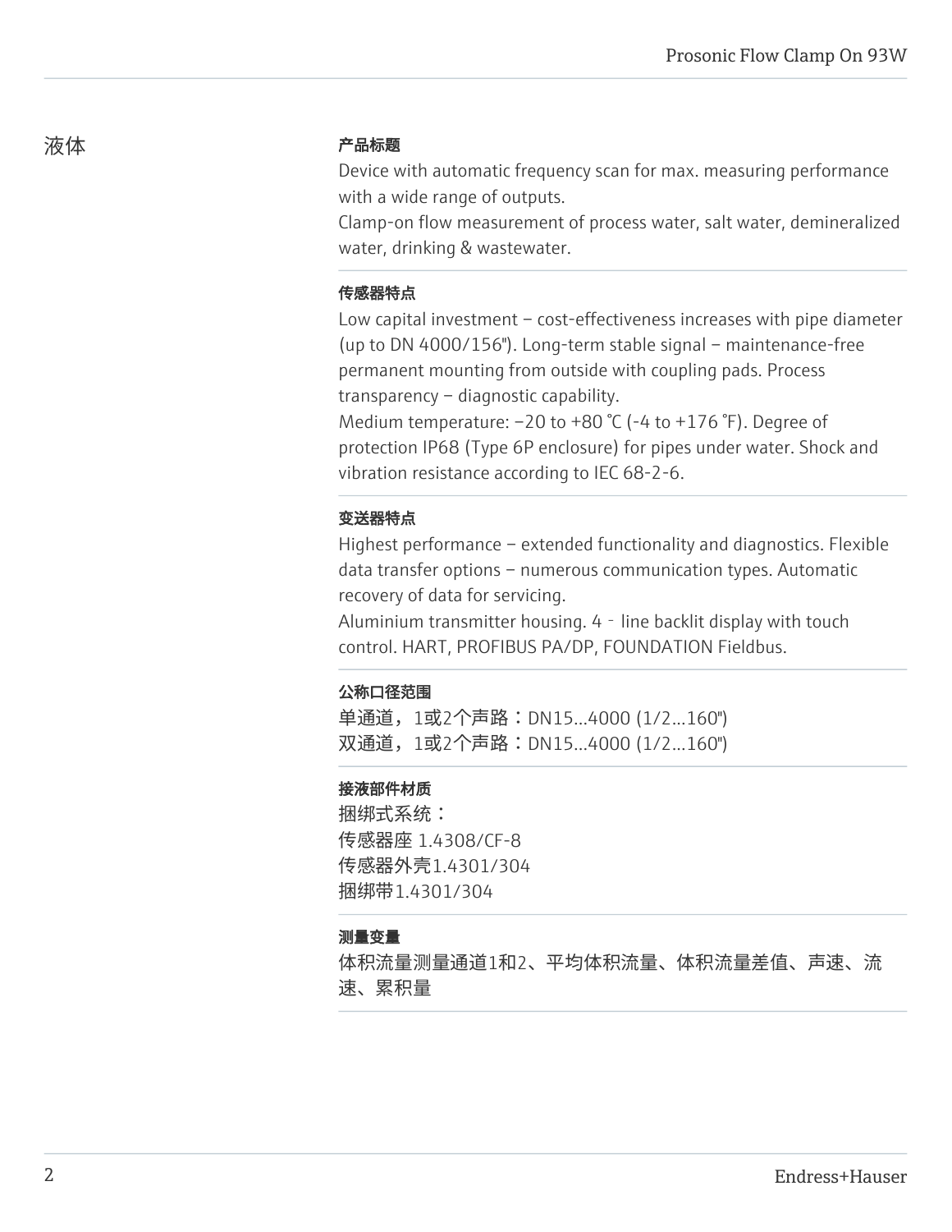## 液体

### 产品标题

Device with automatic frequency scan for max. measuring performance with a wide range of outputs.
Clamp-on flow measurement of process water, salt water, demineralized water, drinking & wastewater.

### 传感器特点

Low capital investment – cost-effectiveness increases with pipe diameter (up to DN 4000/156"). Long-term stable signal – maintenance-free permanent mounting from outside with coupling pads. Process transparency – diagnostic capability.
Medium temperature: –20 to +80 °C (-4 to +176 °F). Degree of protection IP68 (Type 6P enclosure) for pipes under water. Shock and vibration resistance according to IEC 68-2-6.

### 变送器特点

Highest performance – extended functionality and diagnostics. Flexible data transfer options – numerous communication types. Automatic recovery of data for servicing.
Aluminium transmitter housing. 4‐line backlit display with touch control. HART, PROFIBUS PA/DP, FOUNDATION Fieldbus.

### 公称口径范围

单通道，1或2个声路：DN15...4000 (1/2...160")
双通道，1或2个声路：DN15...4000 (1/2...160")

### 接液部件材质

捆绑式系统：
传感器座 1.4308/CF-8
传感器外壳1.4301/304
捆绑带1.4301/304

### 测量变量

体积流量测量通道1和2、平均体积流量、体积流量差值、声速、流速、累积量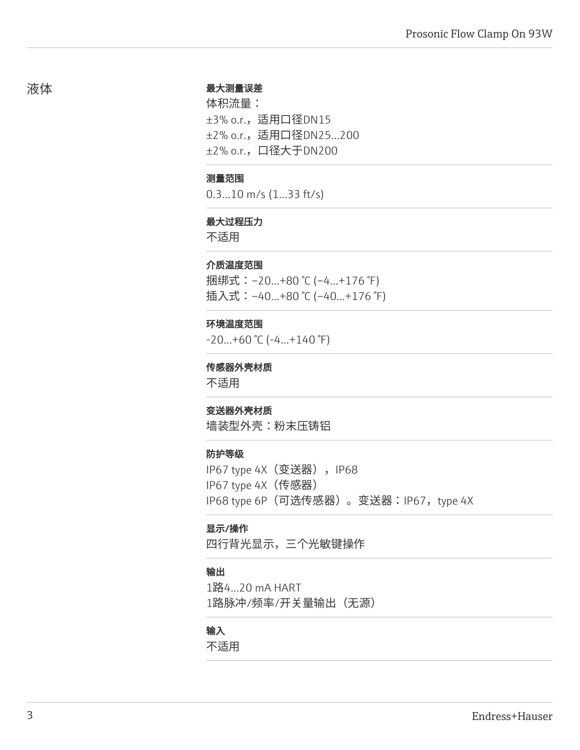## 液体

### 最大测量误差

体积流量：

±3% o.r.，适用口径DN15
±2% o.r.，适用口径DN25...200
±2% o.r.，口径大于DN200

### 测量范围

0.3...10 m/s (1...33 ft/s)

### 最大过程压力

不适用

### 介质温度范围

捆绑式：–20...+80 ℃ (–4...+176 ℉)
插入式：–40...+80 ℃ (–40...+176 ℉)

### 环境温度范围

-20...+60 ℃ (-4...+140 ℉)

### 传感器外壳材质

不适用

### 变送器外壳材质

墙装型外壳：粉末压铸铝

### 防护等级

IP67 type 4X（变送器），IP68
IP67 type 4X（传感器）
IP68 type 6P（可选传感器）。变送器：IP67，type 4X

### 显示/操作

四行背光显示，三个光敏键操作

### 输出

1路4...20 mA HART
1路脉冲/频率/开关量输出（无源）

### 输入

不适用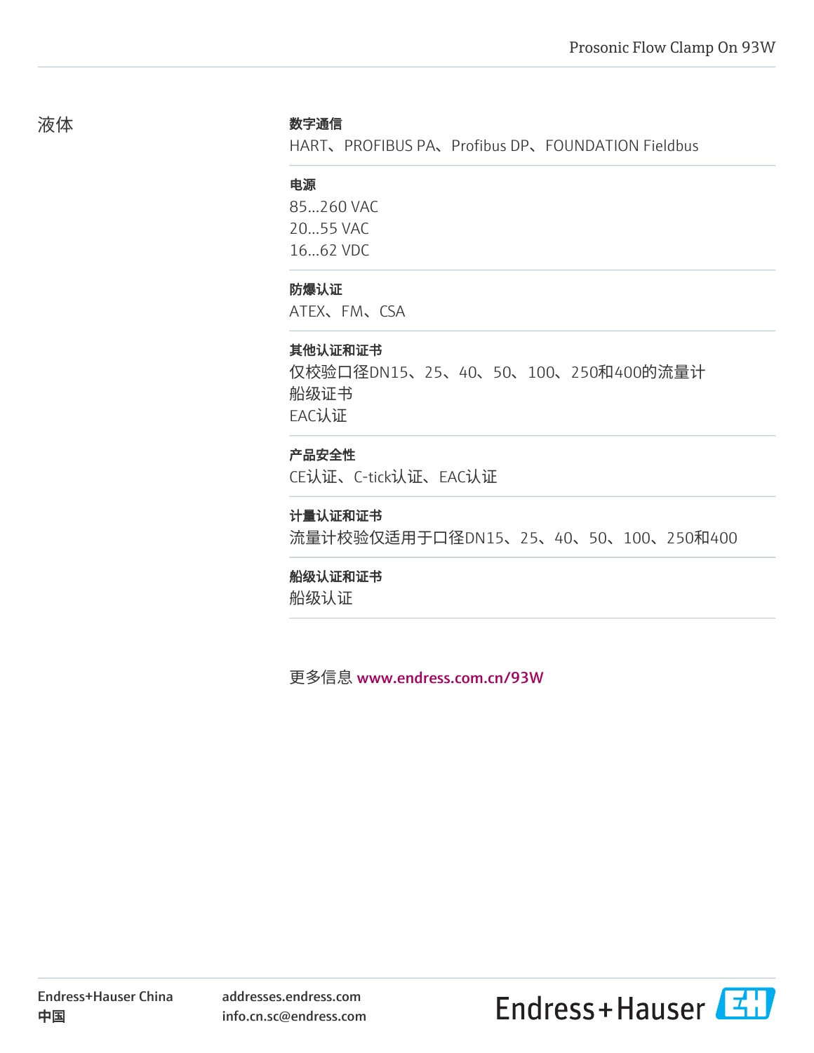## 液体

**数字通信**
HART、PROFIBUS PA、Profibus DP、FOUNDATION Fieldbus

**电源**
85...260 VAC
20...55 VAC
16...62 VDC

**防爆认证**
ATEX、FM、CSA

**其他认证和证书**
仅校验口径DN15、25、40、50、100、250和400的流量计
船级证书
EAC认证

**产品安全性**
CE认证、C-tick认证、EAC认证

**计量认证和证书**
流量计校验仅适用于口径DN15、25、40、50、100、250和400

**船级认证和证书**
船级认证

更多信息 www.endress.com.cn/93W

Endress+Hauser China
中国

addresses.endress.com
info.cn.sc@endress.com